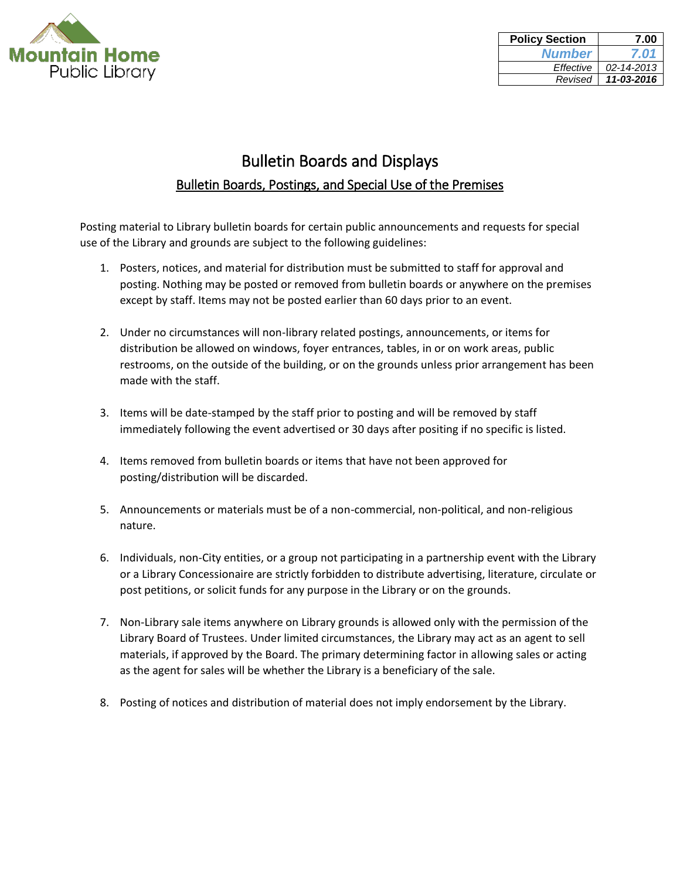Mountain Home
Public Library

| Policy Section | 7.00 |
| --- | --- |
| ***Number*** | ***7.01*** |
| *Effective* | *02-14-2013* |
| *Revised* | ***11-03-2016*** |

# Bulletin Boards and Displays

## <u>Bulletin Boards, Postings, and Special Use of the Premises</u>

Posting material to Library bulletin boards for certain public announcements and requests for special use of the Library and grounds are subject to the following guidelines:

1. Posters, notices, and material for distribution must be submitted to staff for approval and posting. Nothing may be posted or removed from bulletin boards or anywhere on the premises except by staff. Items may not be posted earlier than 60 days prior to an event.

2. Under no circumstances will non-library related postings, announcements, or items for distribution be allowed on windows, foyer entrances, tables, in or on work areas, public restrooms, on the outside of the building, or on the grounds unless prior arrangement has been made with the staff.

3. Items will be date-stamped by the staff prior to posting and will be removed by staff immediately following the event advertised or 30 days after positing if no specific is listed.

4. Items removed from bulletin boards or items that have not been approved for posting/distribution will be discarded.

5. Announcements or materials must be of a non-commercial, non-political, and non-religious nature.

6. Individuals, non-City entities, or a group not participating in a partnership event with the Library or a Library Concessionaire are strictly forbidden to distribute advertising, literature, circulate or post petitions, or solicit funds for any purpose in the Library or on the grounds.

7. Non-Library sale items anywhere on Library grounds is allowed only with the permission of the Library Board of Trustees. Under limited circumstances, the Library may act as an agent to sell materials, if approved by the Board. The primary determining factor in allowing sales or acting as the agent for sales will be whether the Library is a beneficiary of the sale.

8. Posting of notices and distribution of material does not imply endorsement by the Library.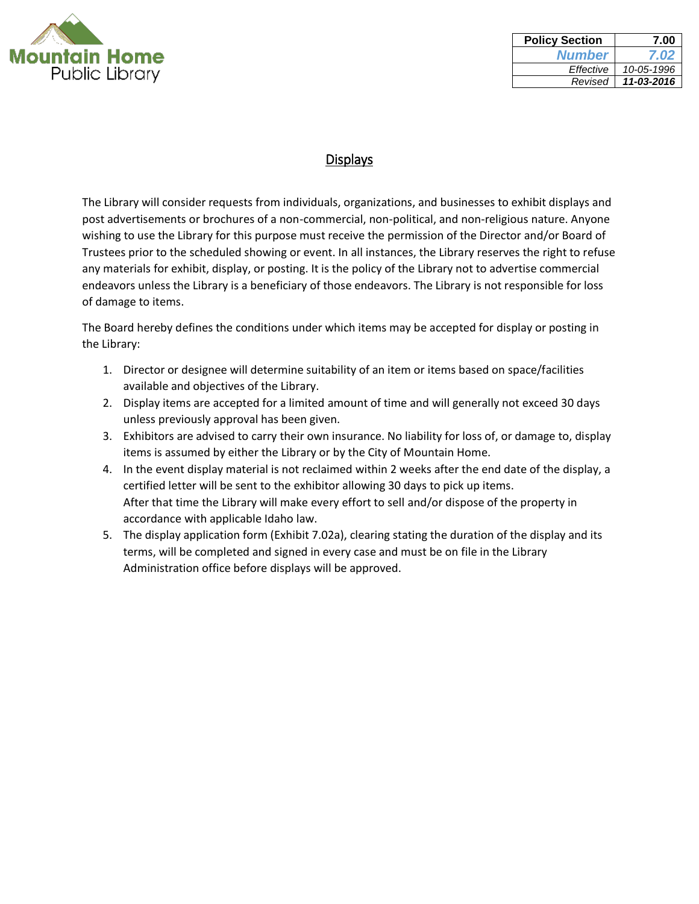Mountain Home Public Library

| Policy Section | 7.00 |
| --- | --- |
| ***Number*** | ***7.02*** |
| *Effective* | *10-05-1996* |
| *Revised* | ***11-03-2016*** |

# Displays

The Library will consider requests from individuals, organizations, and businesses to exhibit displays and post advertisements or brochures of a non-commercial, non-political, and non-religious nature. Anyone wishing to use the Library for this purpose must receive the permission of the Director and/or Board of Trustees prior to the scheduled showing or event. In all instances, the Library reserves the right to refuse any materials for exhibit, display, or posting. It is the policy of the Library not to advertise commercial endeavors unless the Library is a beneficiary of those endeavors. The Library is not responsible for loss of damage to items.

The Board hereby defines the conditions under which items may be accepted for display or posting in the Library:

1. Director or designee will determine suitability of an item or items based on space/facilities available and objectives of the Library.
2. Display items are accepted for a limited amount of time and will generally not exceed 30 days unless previously approval has been given.
3. Exhibitors are advised to carry their own insurance. No liability for loss of, or damage to, display items is assumed by either the Library or by the City of Mountain Home.
4. In the event display material is not reclaimed within 2 weeks after the end date of the display, a certified letter will be sent to the exhibitor allowing 30 days to pick up items.
   After that time the Library will make every effort to sell and/or dispose of the property in accordance with applicable Idaho law.
5. The display application form (Exhibit 7.02a), clearing stating the duration of the display and its terms, will be completed and signed in every case and must be on file in the Library Administration office before displays will be approved.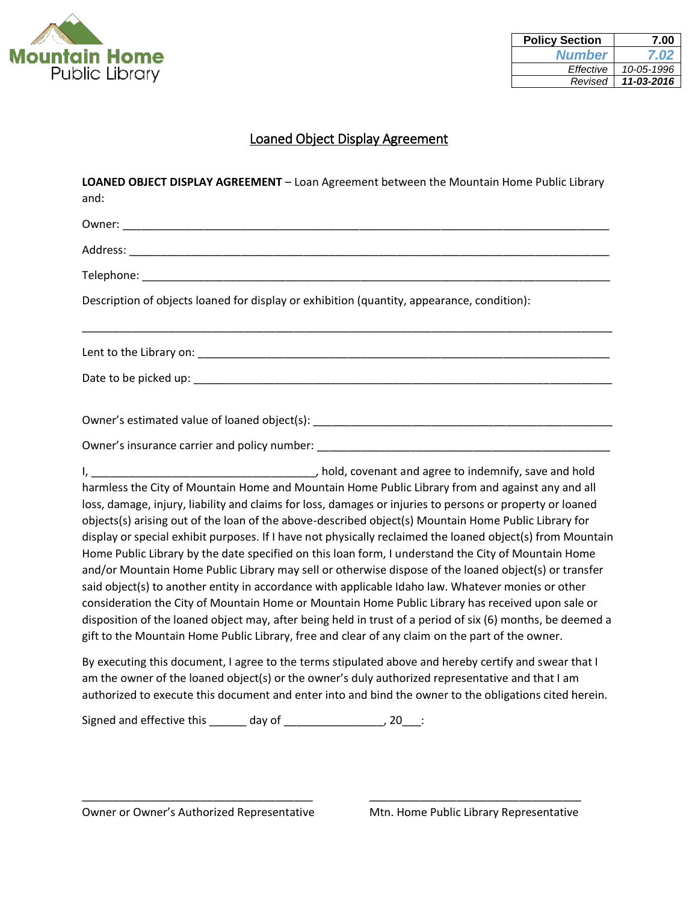Mountain Home Public Library

| Policy Section | 7.00 |
|---|---|
| Number | 7.02 |
| Effective | 10-05-1996 |
| Revised | 11-03-2016 |

# Loaned Object Display Agreement

**LOANED OBJECT DISPLAY AGREEMENT** – Loan Agreement between the Mountain Home Public Library and:

Owner: ___________________________________________________________________________

Address: _________________________________________________________________________

Telephone: _______________________________________________________________________

Description of objects loaned for display or exhibition (quantity, appearance, condition):

_________________________________________________________________________________

Lent to the Library on: ____________________________________________________________

Date to be picked up: ______________________________________________________________

Owner's estimated value of loaned object(s): _____________________________________________

Owner's insurance carrier and policy number: ____________________________________________

I, ___________________________________, hold, covenant and agree to indemnify, save and hold harmless the City of Mountain Home and Mountain Home Public Library from and against any and all loss, damage, injury, liability and claims for loss, damages or injuries to persons or property or loaned objects(s) arising out of the loan of the above-described object(s) Mountain Home Public Library for display or special exhibit purposes. If I have not physically reclaimed the loaned object(s) from Mountain Home Public Library by the date specified on this loan form, I understand the City of Mountain Home and/or Mountain Home Public Library may sell or otherwise dispose of the loaned object(s) or transfer said object(s) to another entity in accordance with applicable Idaho law. Whatever monies or other consideration the City of Mountain Home or Mountain Home Public Library has received upon sale or disposition of the loaned object may, after being held in trust of a period of six (6) months, be deemed a gift to the Mountain Home Public Library, free and clear of any claim on the part of the owner.

By executing this document, I agree to the terms stipulated above and hereby certify and swear that I am the owner of the loaned object(s) or the owner's duly authorized representative and that I am authorized to execute this document and enter into and bind the owner to the obligations cited herein.

Signed and effective this ______ day of ________________, 20___:

______________________________________
Owner or Owner's Authorized Representative

______________________________________
Mtn. Home Public Library Representative